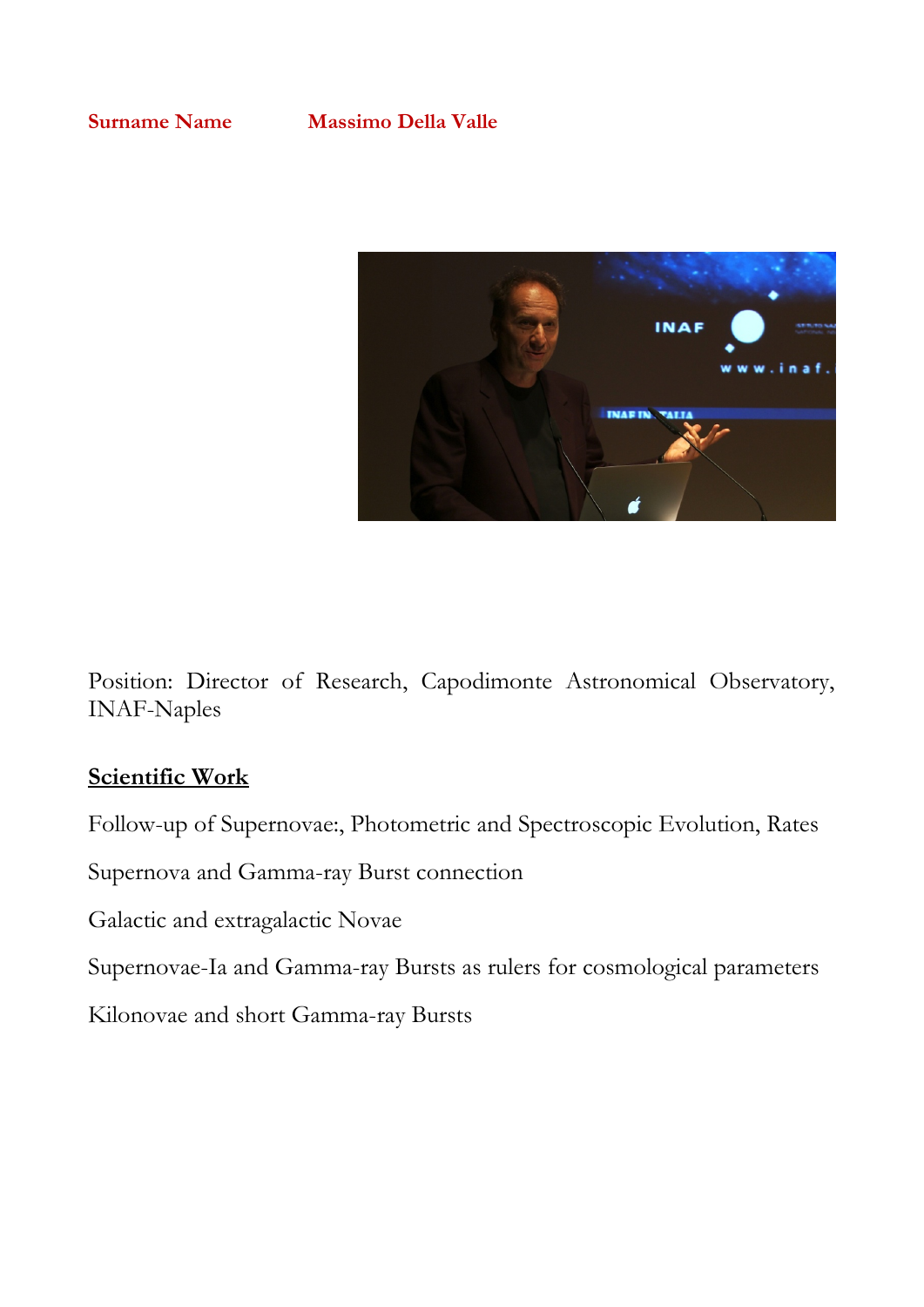**Surname Name** **Massimo Della Valle**

Position: Director of Research, Capodimonte Astronomical Observatory, INAF-Naples

## Scientific Work

Follow-up of Supernovae:, Photometric and Spectroscopic Evolution, Rates

Supernova and Gamma-ray Burst connection

Galactic and extragalactic Novae

Supernovae-Ia and Gamma-ray Bursts as rulers for cosmological parameters

Kilonovae and short Gamma-ray Bursts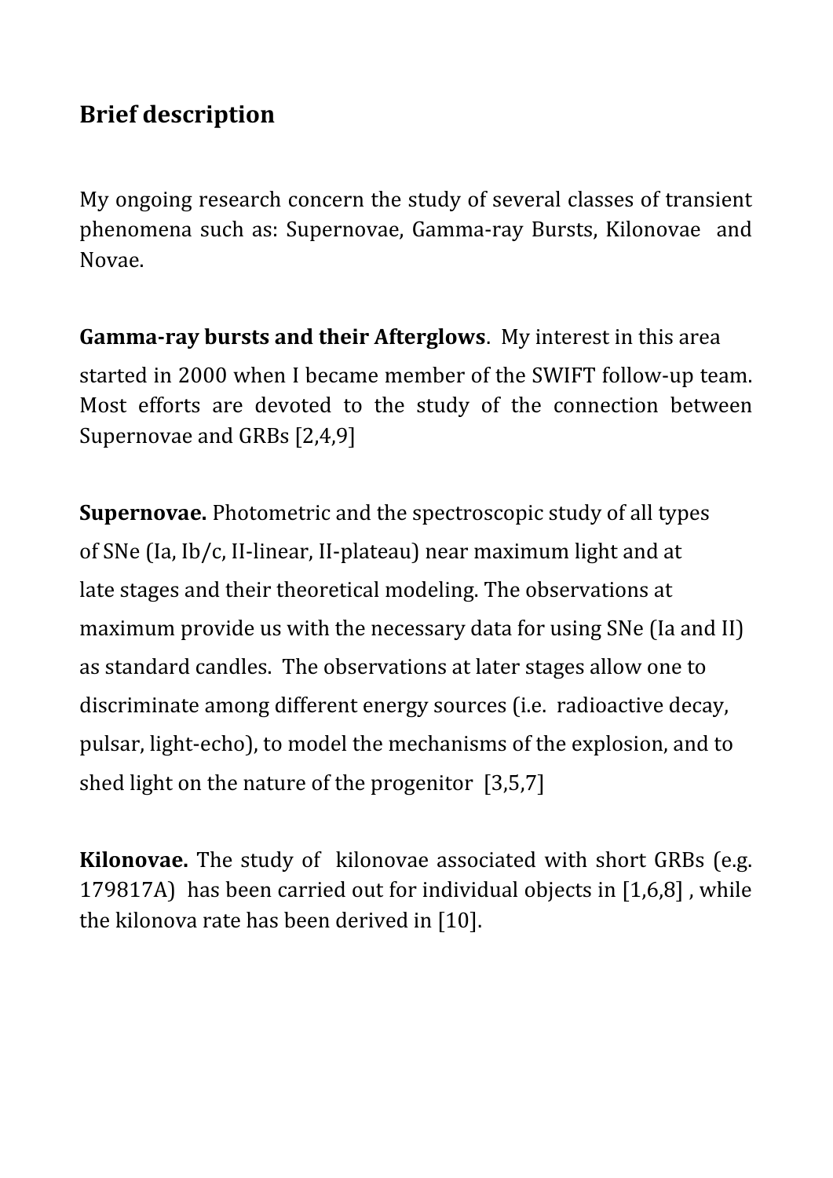## Brief description

My ongoing research concern the study of several classes of transient phenomena such as: Supernovae, Gamma-ray Bursts, Kilonovae and Novae.

**Gamma-ray bursts and their Afterglows**. My interest in this area started in 2000 when I became member of the SWIFT follow-up team. Most efforts are devoted to the study of the connection between Supernovae and GRBs [2,4,9]

**Supernovae.** Photometric and the spectroscopic study of all types of SNe (Ia, Ib/c, II-linear, II-plateau) near maximum light and at late stages and their theoretical modeling. The observations at maximum provide us with the necessary data for using SNe (Ia and II) as standard candles. The observations at later stages allow one to discriminate among different energy sources (i.e. radioactive decay, pulsar, light-echo), to model the mechanisms of the explosion, and to shed light on the nature of the progenitor [3,5,7]

**Kilonovae.** The study of kilonovae associated with short GRBs (e.g. 179817A) has been carried out for individual objects in [1,6,8] , while the kilonova rate has been derived in [10].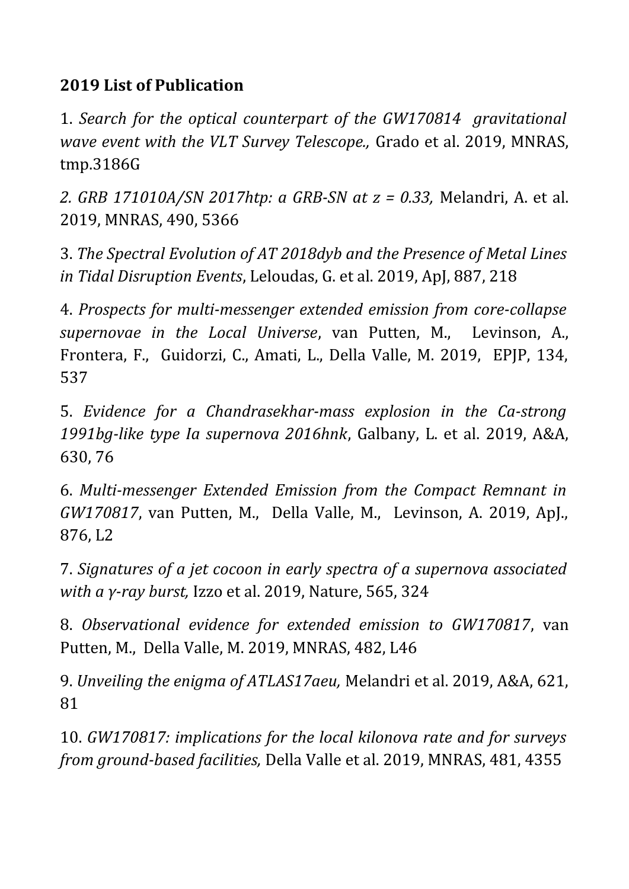**2019 List of Publication**

1. *Search for the optical counterpart of the GW170814 gravitational wave event with the VLT Survey Telescope.,* Grado et al. 2019, MNRAS, tmp.3186G

*2. GRB 171010A/SN 2017htp: a GRB-SN at z = 0.33,* Melandri, A. et al. 2019, MNRAS, 490, 5366

3. *The Spectral Evolution of AT 2018dyb and the Presence of Metal Lines in Tidal Disruption Events*, Leloudas, G. et al. 2019, ApJ, 887, 218

4. *Prospects for multi-messenger extended emission from core-collapse supernovae in the Local Universe*, van Putten, M., Levinson, A., Frontera, F., Guidorzi, C., Amati, L., Della Valle, M. 2019, EPJP, 134, 537

5. *Evidence for a Chandrasekhar-mass explosion in the Ca-strong 1991bg-like type Ia supernova 2016hnk*, Galbany, L. et al. 2019, A&A, 630, 76

6. *Multi-messenger Extended Emission from the Compact Remnant in GW170817*, van Putten, M., Della Valle, M., Levinson, A. 2019, ApJ., 876, L2

7. *Signatures of a jet cocoon in early spectra of a supernova associated with a γ-ray burst,* Izzo et al. 2019, Nature, 565, 324

8. *Observational evidence for extended emission to GW170817*, van Putten, M., Della Valle, M. 2019, MNRAS, 482, L46

9. *Unveiling the enigma of ATLAS17aeu,* Melandri et al. 2019, A&A, 621, 81

10. *GW170817: implications for the local kilonova rate and for surveys from ground-based facilities,* Della Valle et al. 2019, MNRAS, 481, 4355